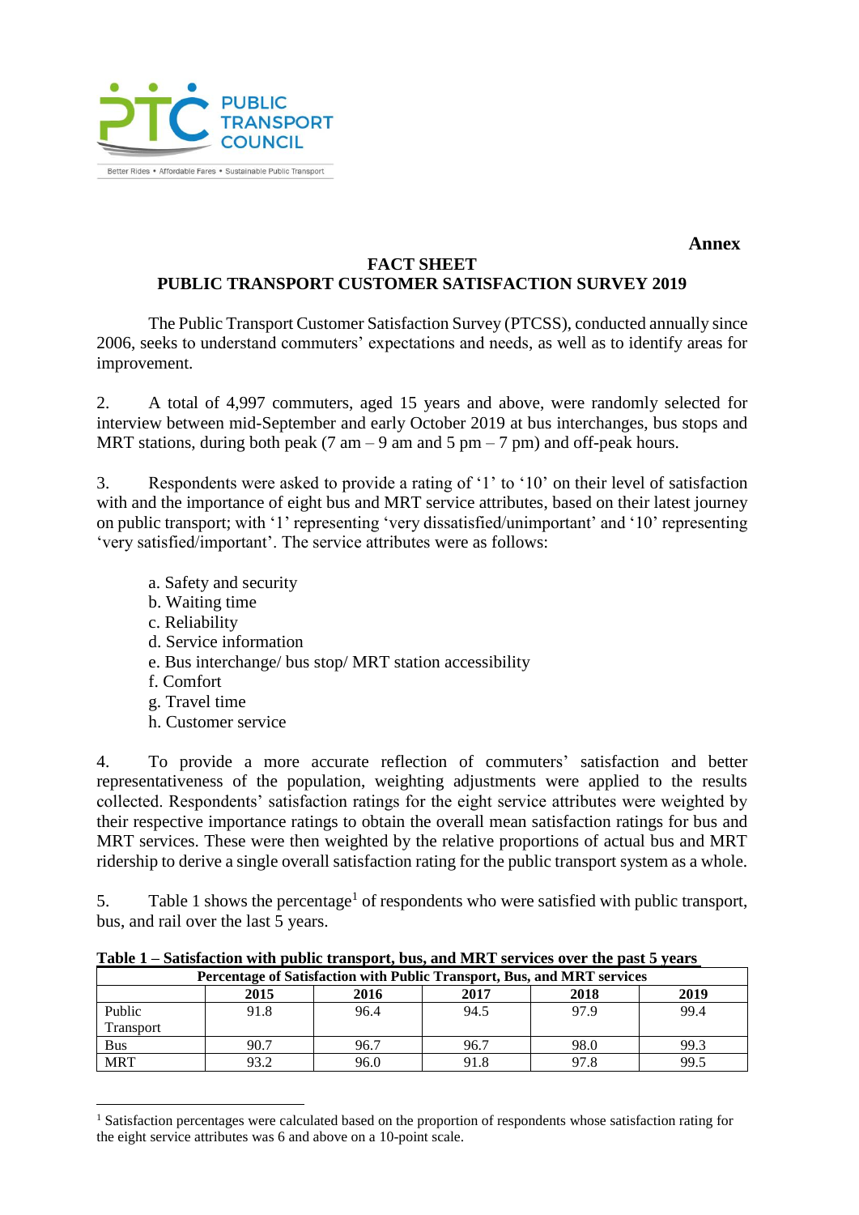PUBLIC TRANSPORT COUNCIL

Better Rides • Affordable Fares • Sustainable Public Transport

**Annex**

## FACT SHEET
## PUBLIC TRANSPORT CUSTOMER SATISFACTION SURVEY 2019

The Public Transport Customer Satisfaction Survey (PTCSS), conducted annually since 2006, seeks to understand commuters' expectations and needs, as well as to identify areas for improvement.

2. A total of 4,997 commuters, aged 15 years and above, were randomly selected for interview between mid-September and early October 2019 at bus interchanges, bus stops and MRT stations, during both peak (7 am – 9 am and 5 pm – 7 pm) and off-peak hours.

3. Respondents were asked to provide a rating of '1' to '10' on their level of satisfaction with and the importance of eight bus and MRT service attributes, based on their latest journey on public transport; with '1' representing 'very dissatisfied/unimportant' and '10' representing 'very satisfied/important'. The service attributes were as follows:

a. Safety and security
b. Waiting time
c. Reliability
d. Service information
e. Bus interchange/ bus stop/ MRT station accessibility
f. Comfort
g. Travel time
h. Customer service

4. To provide a more accurate reflection of commuters' satisfaction and better representativeness of the population, weighting adjustments were applied to the results collected. Respondents' satisfaction ratings for the eight service attributes were weighted by their respective importance ratings to obtain the overall mean satisfaction ratings for bus and MRT services. These were then weighted by the relative proportions of actual bus and MRT ridership to derive a single overall satisfaction rating for the public transport system as a whole.

5. Table 1 shows the percentage[1] of respondents who were satisfied with public transport, bus, and rail over the last 5 years.

**Table 1 – Satisfaction with public transport, bus, and MRT services over the past 5 years**

| Percentage of Satisfaction with Public Transport, Bus, and MRT services | | | | | |
|---|---|---|---|---|---|
| | 2015 | 2016 | 2017 | 2018 | 2019 |
| Public Transport | 91.8 | 96.4 | 94.5 | 97.9 | 99.4 |
| Bus | 90.7 | 96.7 | 96.7 | 98.0 | 99.3 |
| MRT | 93.2 | 96.0 | 91.8 | 97.8 | 99.5 |

[1] Satisfaction percentages were calculated based on the proportion of respondents whose satisfaction rating for the eight service attributes was 6 and above on a 10-point scale.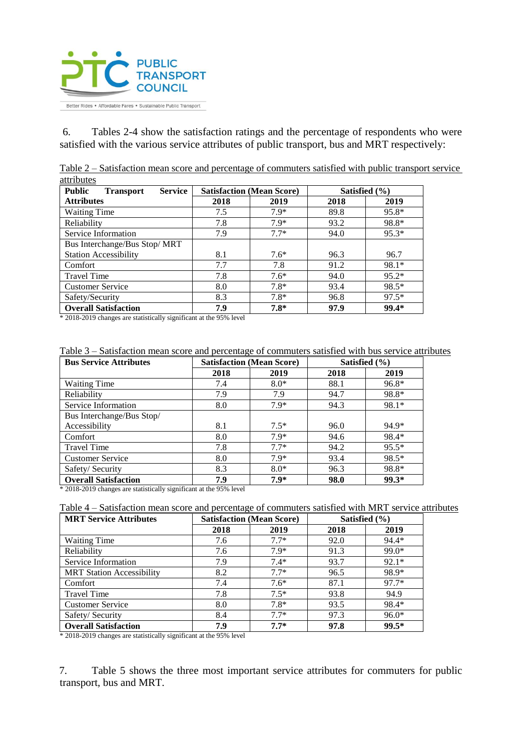6. Tables 2-4 show the satisfaction ratings and the percentage of respondents who were satisfied with the various service attributes of public transport, bus and MRT respectively:

Table 2 – Satisfaction mean score and percentage of commuters satisfied with public transport service attributes

| Public Transport Service Attributes | Satisfaction (Mean Score) | | Satisfied (%) | |
|---|---|---|---|---|
| | 2018 | 2019 | 2018 | 2019 |
| Waiting Time | 7.5 | 7.9* | 89.8 | 95.8* |
| Reliability | 7.8 | 7.9* | 93.2 | 98.8* |
| Service Information | 7.9 | 7.7* | 94.0 | 95.3* |
| Bus Interchange/Bus Stop/ MRT Station Accessibility | 8.1 | 7.6* | 96.3 | 96.7 |
| Comfort | 7.7 | 7.8 | 91.2 | 98.1* |
| Travel Time | 7.8 | 7.6* | 94.0 | 95.2* |
| Customer Service | 8.0 | 7.8* | 93.4 | 98.5* |
| Safety/Security | 8.3 | 7.8* | 96.8 | 97.5* |
| **Overall Satisfaction** | **7.9** | **7.8*** | **97.9** | **99.4*** |

\* 2018-2019 changes are statistically significant at the 95% level

Table 3 – Satisfaction mean score and percentage of commuters satisfied with bus service attributes

| Bus Service Attributes | Satisfaction (Mean Score) | | Satisfied (%) | |
|---|---|---|---|---|
| | 2018 | 2019 | 2018 | 2019 |
| Waiting Time | 7.4 | 8.0* | 88.1 | 96.8* |
| Reliability | 7.9 | 7.9 | 94.7 | 98.8* |
| Service Information | 8.0 | 7.9* | 94.3 | 98.1* |
| Bus Interchange/Bus Stop/ Accessibility | 8.1 | 7.5* | 96.0 | 94.9* |
| Comfort | 8.0 | 7.9* | 94.6 | 98.4* |
| Travel Time | 7.8 | 7.7* | 94.2 | 95.5* |
| Customer Service | 8.0 | 7.9* | 93.4 | 98.5* |
| Safety/ Security | 8.3 | 8.0* | 96.3 | 98.8* |
| **Overall Satisfaction** | **7.9** | **7.9*** | **98.0** | **99.3*** |

\* 2018-2019 changes are statistically significant at the 95% level

Table 4 – Satisfaction mean score and percentage of commuters satisfied with MRT service attributes

| MRT Service Attributes | Satisfaction (Mean Score) | | Satisfied (%) | |
|---|---|---|---|---|
| | 2018 | 2019 | 2018 | 2019 |
| Waiting Time | 7.6 | 7.7* | 92.0 | 94.4* |
| Reliability | 7.6 | 7.9* | 91.3 | 99.0* |
| Service Information | 7.9 | 7.4* | 93.7 | 92.1* |
| MRT Station Accessibility | 8.2 | 7.7* | 96.5 | 98.9* |
| Comfort | 7.4 | 7.6* | 87.1 | 97.7* |
| Travel Time | 7.8 | 7.5* | 93.8 | 94.9 |
| Customer Service | 8.0 | 7.8* | 93.5 | 98.4* |
| Safety/ Security | 8.4 | 7.7* | 97.3 | 96.0* |
| **Overall Satisfaction** | **7.9** | **7.7*** | **97.8** | **99.5*** |

\* 2018-2019 changes are statistically significant at the 95% level

7. Table 5 shows the three most important service attributes for commuters for public transport, bus and MRT.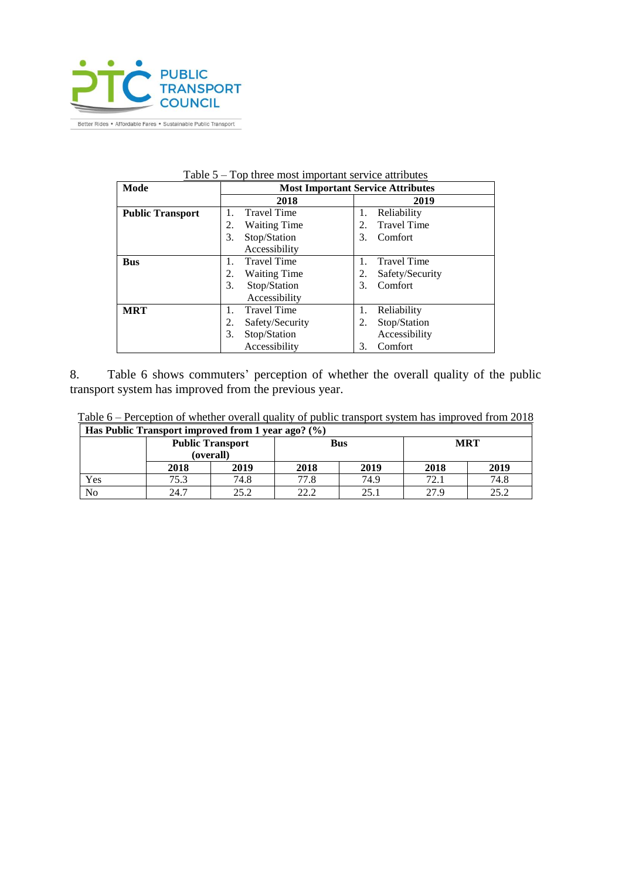Table 5 – Top three most important service attributes

| Mode | Most Important Service Attributes | |
|---|---|---|
| | 2018 | 2019 |
| **Public Transport** | 1. Travel Time<br>2. Waiting Time<br>3. Stop/Station Accessibility | 1. Reliability<br>2. Travel Time<br>3. Comfort |
| **Bus** | 1. Travel Time<br>2. Waiting Time<br>3. Stop/Station Accessibility | 1. Travel Time<br>2. Safety/Security<br>3. Comfort |
| **MRT** | 1. Travel Time<br>2. Safety/Security<br>3. Stop/Station Accessibility | 1. Reliability<br>2. Stop/Station Accessibility<br>3. Comfort |

8. Table 6 shows commuters' perception of whether the overall quality of the public transport system has improved from the previous year.

Table 6 – Perception of whether overall quality of public transport system has improved from 2018

| Has Public Transport improved from 1 year ago? (%) | | | | | | |
|---|---|---|---|---|---|---|
| | **Public Transport (overall)** | | **Bus** | | **MRT** | |
| | **2018** | **2019** | **2018** | **2019** | **2018** | **2019** |
| Yes | 75.3 | 74.8 | 77.8 | 74.9 | 72.1 | 74.8 |
| No | 24.7 | 25.2 | 22.2 | 25.1 | 27.9 | 25.2 |